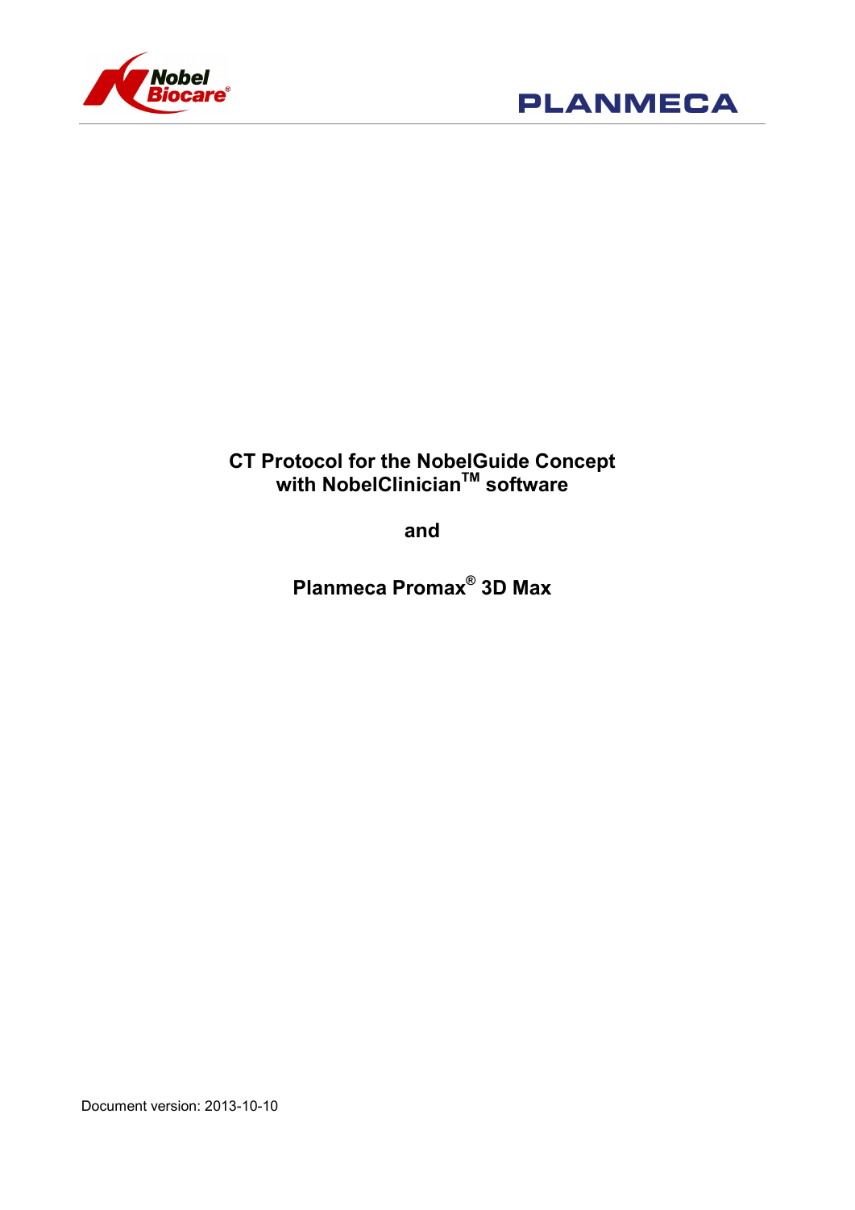# CT Protocol for the NobelGuide Concept with NobelClinician™ software

**and**

**Planmeca Promax® 3D Max**

Document version: 2013-10-10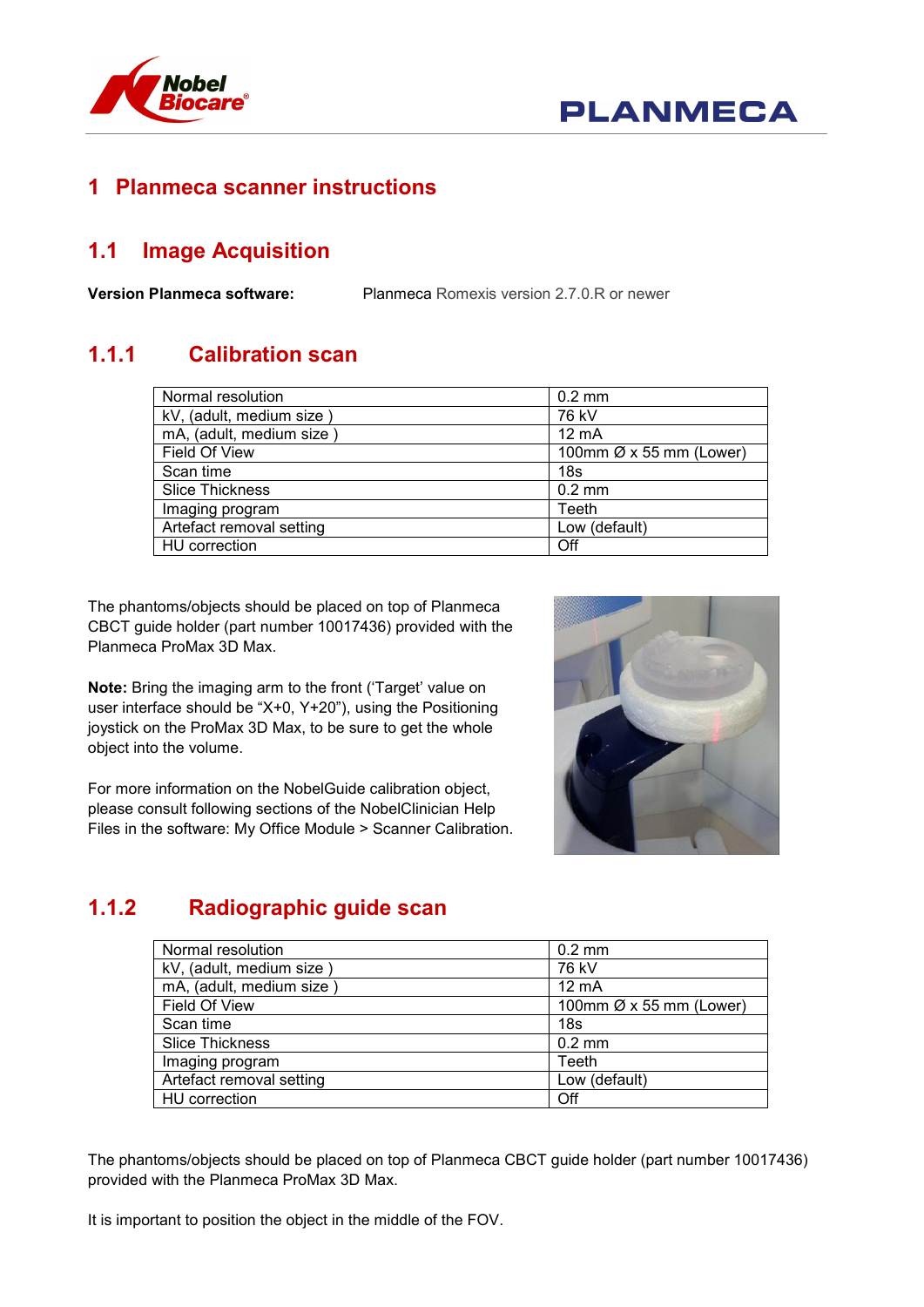# 1 Planmeca scanner instructions

## 1.1 Image Acquisition

**Version Planmeca software:** Planmeca Romexis version 2.7.0.R or newer

### 1.1.1 Calibration scan

| Normal resolution | 0.2 mm |
|---|---|
| kV, (adult, medium size ) | 76 kV |
| mA, (adult, medium size ) | 12 mA |
| Field Of View | 100mm Ø x 55 mm (Lower) |
| Scan time | 18s |
| Slice Thickness | 0.2 mm |
| Imaging program | Teeth |
| Artefact removal setting | Low (default) |
| HU correction | Off |

The phantoms/objects should be placed on top of Planmeca CBCT guide holder (part number 10017436) provided with the Planmeca ProMax 3D Max.

**Note:** Bring the imaging arm to the front ('Target' value on user interface should be "X+0, Y+20"), using the Positioning joystick on the ProMax 3D Max, to be sure to get the whole object into the volume.

For more information on the NobelGuide calibration object, please consult following sections of the NobelClinician Help Files in the software: My Office Module > Scanner Calibration.

### 1.1.2 Radiographic guide scan

| Normal resolution | 0.2 mm |
|---|---|
| kV, (adult, medium size ) | 76 kV |
| mA, (adult, medium size ) | 12 mA |
| Field Of View | 100mm Ø x 55 mm (Lower) |
| Scan time | 18s |
| Slice Thickness | 0.2 mm |
| Imaging program | Teeth |
| Artefact removal setting | Low (default) |
| HU correction | Off |

The phantoms/objects should be placed on top of Planmeca CBCT guide holder (part number 10017436) provided with the Planmeca ProMax 3D Max.

It is important to position the object in the middle of the FOV.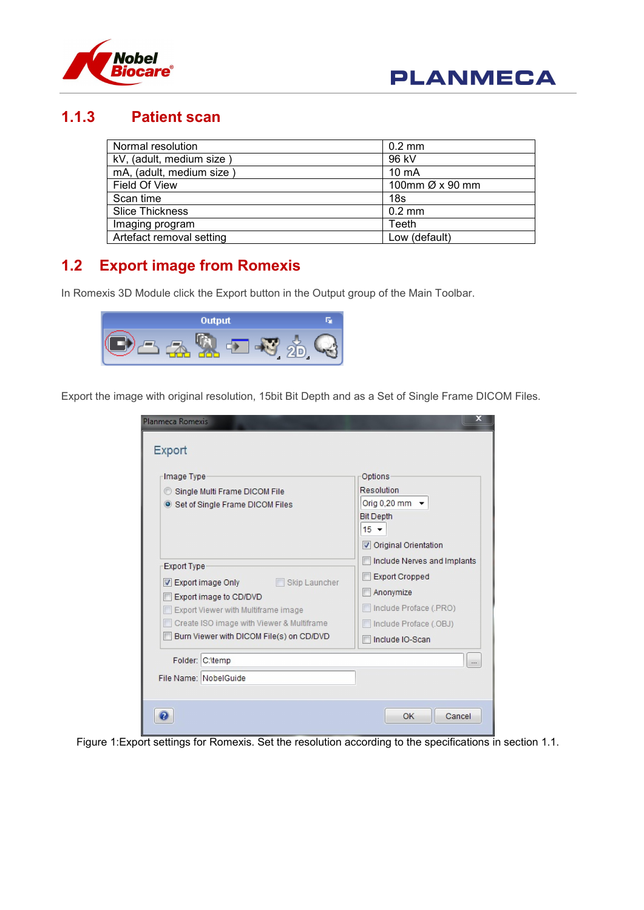### 1.1.3 Patient scan

| Normal resolution | 0.2 mm |
|---|---|
| kV, (adult, medium size ) | 96 kV |
| mA, (adult, medium size ) | 10 mA |
| Field Of View | 100mm Ø x 90 mm |
| Scan time | 18s |
| Slice Thickness | 0.2 mm |
| Imaging program | Teeth |
| Artefact removal setting | Low (default) |

## 1.2 Export image from Romexis

In Romexis 3D Module click the Export button in the Output group of the Main Toolbar.

Export the image with original resolution, 15bit Bit Depth and as a Set of Single Frame DICOM Files.

Figure 1:Export settings for Romexis. Set the resolution according to the specifications in section 1.1.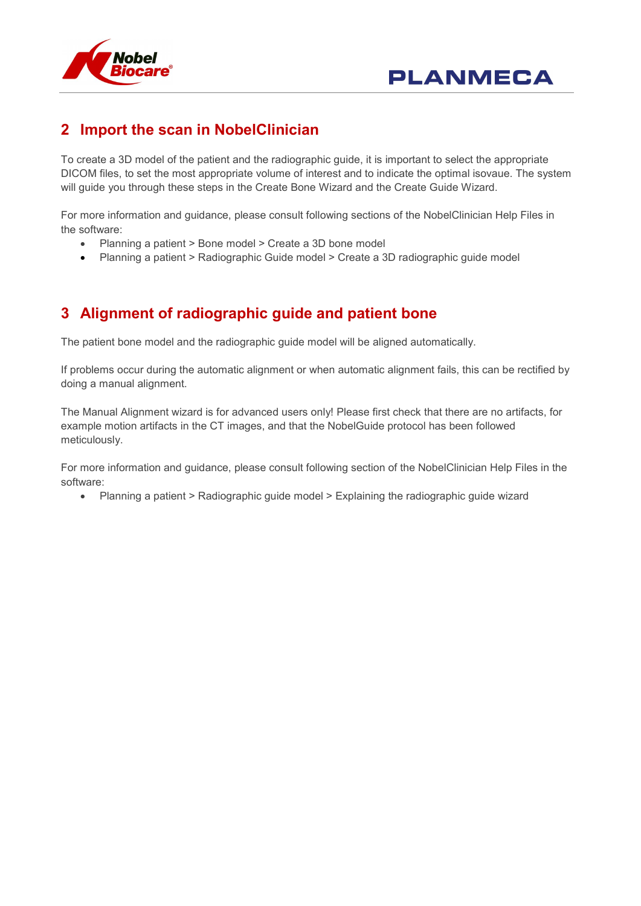## 2 Import the scan in NobelClinician

To create a 3D model of the patient and the radiographic guide, it is important to select the appropriate DICOM files, to set the most appropriate volume of interest and to indicate the optimal isovaue. The system will guide you through these steps in the Create Bone Wizard and the Create Guide Wizard.

For more information and guidance, please consult following sections of the NobelClinician Help Files in the software:

- Planning a patient > Bone model > Create a 3D bone model
- Planning a patient > Radiographic Guide model > Create a 3D radiographic guide model

## 3 Alignment of radiographic guide and patient bone

The patient bone model and the radiographic guide model will be aligned automatically.

If problems occur during the automatic alignment or when automatic alignment fails, this can be rectified by doing a manual alignment.

The Manual Alignment wizard is for advanced users only! Please first check that there are no artifacts, for example motion artifacts in the CT images, and that the NobelGuide protocol has been followed meticulously.

For more information and guidance, please consult following section of the NobelClinician Help Files in the software:

- Planning a patient > Radiographic guide model > Explaining the radiographic guide wizard